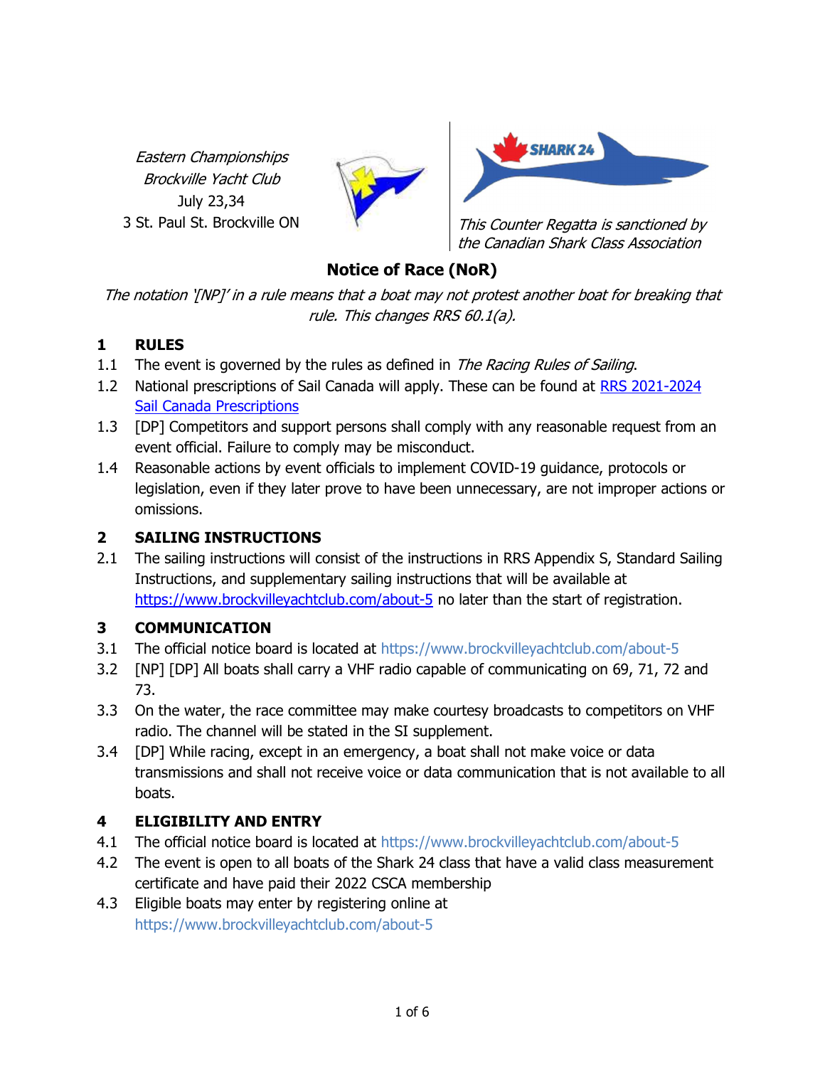*Eastern Championships*
*Brockville Yacht Club*
July 23,34
3 St. Paul St. Brockville ON

*This Counter Regatta is sanctioned by the Canadian Shark Class Association*

# Notice of Race (NoR)

*The notation '[NP]' in a rule means that a boat may not protest another boat for breaking that rule. This changes RRS 60.1(a).*

## 1 RULES

1.1 The event is governed by the rules as defined in *The Racing Rules of Sailing*.

1.2 National prescriptions of Sail Canada will apply. These can be found at [RRS 2021-2024 Sail Canada Prescriptions]

1.3 [DP] Competitors and support persons shall comply with any reasonable request from an event official. Failure to comply may be misconduct.

1.4 Reasonable actions by event officials to implement COVID-19 guidance, protocols or legislation, even if they later prove to have been unnecessary, are not improper actions or omissions.

## 2 SAILING INSTRUCTIONS

2.1 The sailing instructions will consist of the instructions in RRS Appendix S, Standard Sailing Instructions, and supplementary sailing instructions that will be available at https://www.brockvilleyachtclub.com/about-5 no later than the start of registration.

## 3 COMMUNICATION

3.1 The official notice board is located at https://www.brockvilleyachtclub.com/about-5

3.2 [NP] [DP] All boats shall carry a VHF radio capable of communicating on 69, 71, 72 and 73.

3.3 On the water, the race committee may make courtesy broadcasts to competitors on VHF radio. The channel will be stated in the SI supplement.

3.4 [DP] While racing, except in an emergency, a boat shall not make voice or data transmissions and shall not receive voice or data communication that is not available to all boats.

## 4 ELIGIBILITY AND ENTRY

4.1 The official notice board is located at https://www.brockvilleyachtclub.com/about-5

4.2 The event is open to all boats of the Shark 24 class that have a valid class measurement certificate and have paid their 2022 CSCA membership

4.3 Eligible boats may enter by registering online at https://www.brockvilleyachtclub.com/about-5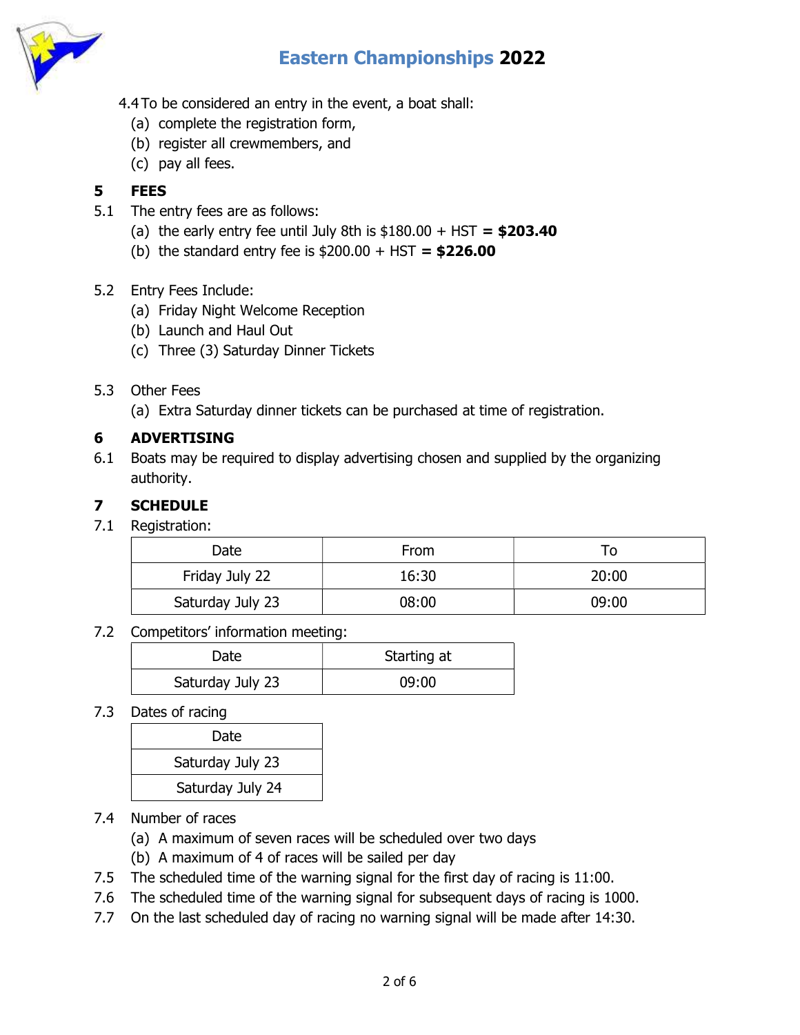4.4 To be considered an entry in the event, a boat shall:

(a) complete the registration form,
(b) register all crewmembers, and
(c) pay all fees.

## 5 FEES

5.1 The entry fees are as follows:

(a) the early entry fee until July 8th is $180.00 + HST **= $203.40**
(b) the standard entry fee is $200.00 + HST **= $226.00**

5.2 Entry Fees Include:

(a) Friday Night Welcome Reception
(b) Launch and Haul Out
(c) Three (3) Saturday Dinner Tickets

5.3 Other Fees

(a) Extra Saturday dinner tickets can be purchased at time of registration.

## 6 ADVERTISING

6.1 Boats may be required to display advertising chosen and supplied by the organizing authority.

## 7 SCHEDULE

7.1 Registration:

| Date | From | To |
|---|---|---|
| Friday July 22 | 16:30 | 20:00 |
| Saturday July 23 | 08:00 | 09:00 |

7.2 Competitors' information meeting:

| Date | Starting at |
|---|---|
| Saturday July 23 | 09:00 |

7.3 Dates of racing

| Date |
|---|
| Saturday July 23 |
| Saturday July 24 |

7.4 Number of races

(a) A maximum of seven races will be scheduled over two days
(b) A maximum of 4 of races will be sailed per day

7.5 The scheduled time of the warning signal for the first day of racing is 11:00.

7.6 The scheduled time of the warning signal for subsequent days of racing is 1000.

7.7 On the last scheduled day of racing no warning signal will be made after 14:30.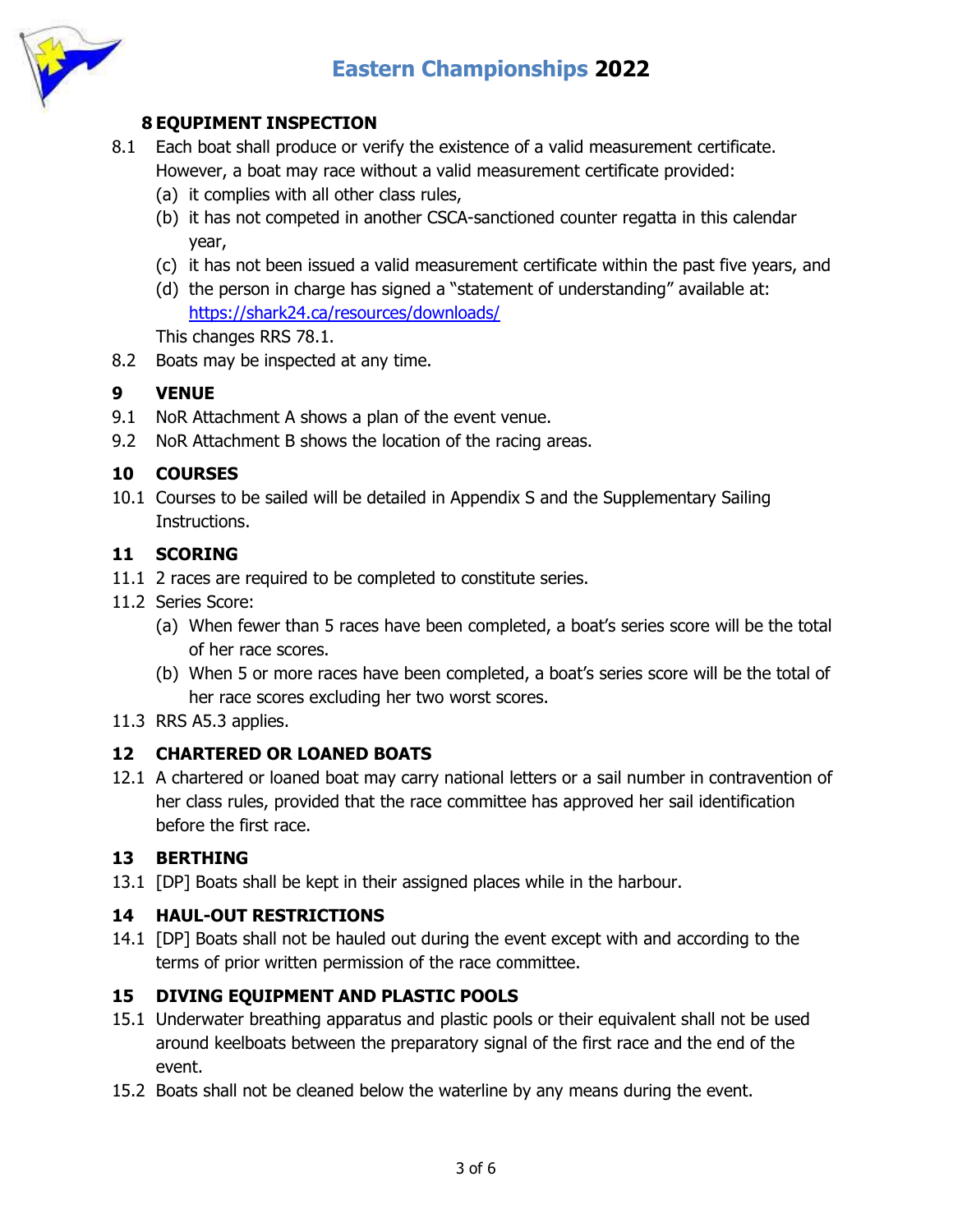## 8 EQUIPMENT INSPECTION

8.1 Each boat shall produce or verify the existence of a valid measurement certificate. However, a boat may race without a valid measurement certificate provided:

(a) it complies with all other class rules,

(b) it has not competed in another CSCA-sanctioned counter regatta in this calendar year,

(c) it has not been issued a valid measurement certificate within the past five years, and

(d) the person in charge has signed a "statement of understanding" available at: https://shark24.ca/resources/downloads/

This changes RRS 78.1.

8.2 Boats may be inspected at any time.

## 9 VENUE

9.1 NoR Attachment A shows a plan of the event venue.

9.2 NoR Attachment B shows the location of the racing areas.

## 10 COURSES

10.1 Courses to be sailed will be detailed in Appendix S and the Supplementary Sailing Instructions.

## 11 SCORING

11.1 2 races are required to be completed to constitute series.

11.2 Series Score:

(a) When fewer than 5 races have been completed, a boat's series score will be the total of her race scores.

(b) When 5 or more races have been completed, a boat's series score will be the total of her race scores excluding her two worst scores.

11.3 RRS A5.3 applies.

## 12 CHARTERED OR LOANED BOATS

12.1 A chartered or loaned boat may carry national letters or a sail number in contravention of her class rules, provided that the race committee has approved her sail identification before the first race.

## 13 BERTHING

13.1 [DP] Boats shall be kept in their assigned places while in the harbour.

## 14 HAUL-OUT RESTRICTIONS

14.1 [DP] Boats shall not be hauled out during the event except with and according to the terms of prior written permission of the race committee.

## 15 DIVING EQUIPMENT AND PLASTIC POOLS

15.1 Underwater breathing apparatus and plastic pools or their equivalent shall not be used around keelboats between the preparatory signal of the first race and the end of the event.

15.2 Boats shall not be cleaned below the waterline by any means during the event.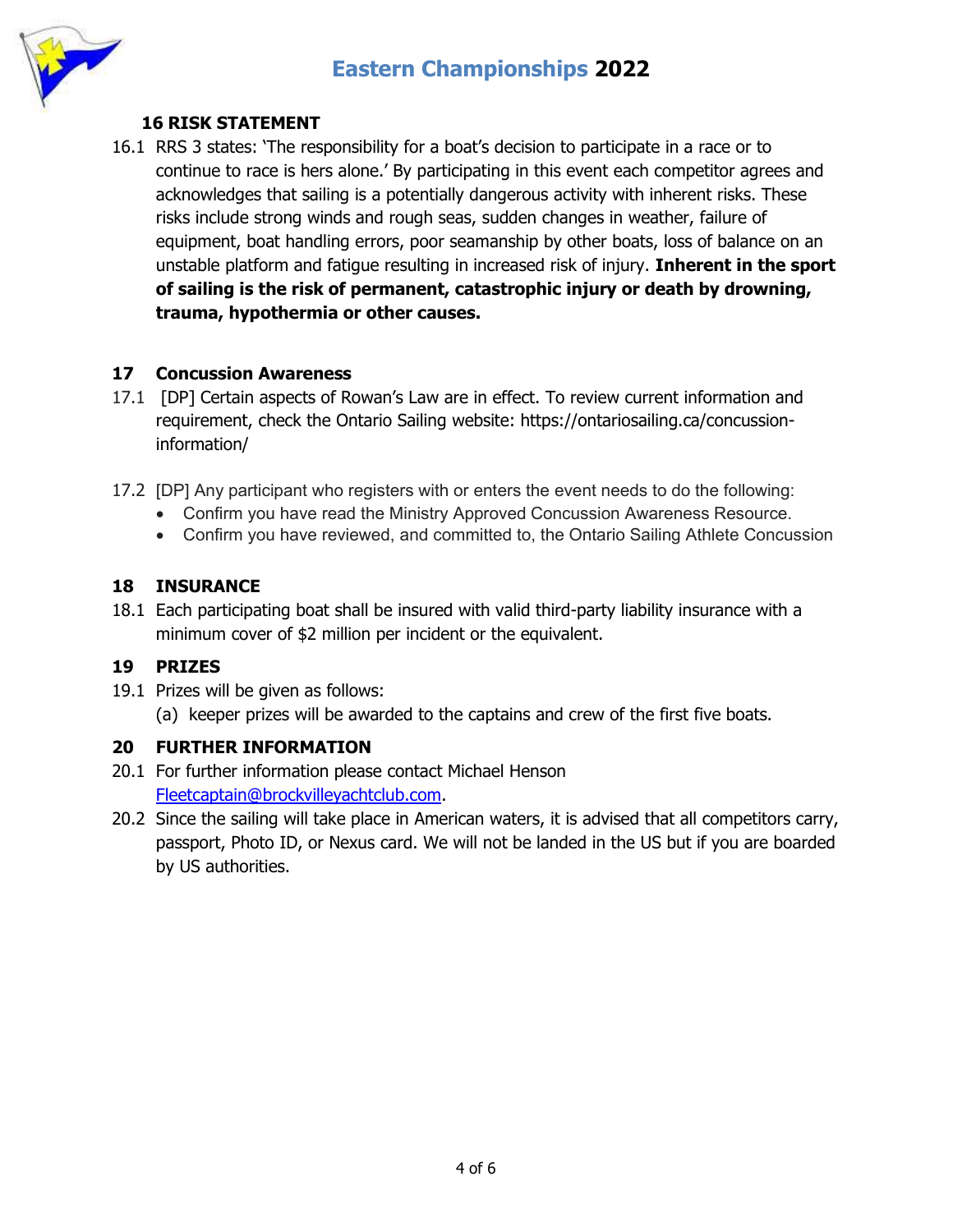## 16 RISK STATEMENT

16.1 RRS 3 states: 'The responsibility for a boat's decision to participate in a race or to continue to race is hers alone.' By participating in this event each competitor agrees and acknowledges that sailing is a potentially dangerous activity with inherent risks. These risks include strong winds and rough seas, sudden changes in weather, failure of equipment, boat handling errors, poor seamanship by other boats, loss of balance on an unstable platform and fatigue resulting in increased risk of injury. **Inherent in the sport of sailing is the risk of permanent, catastrophic injury or death by drowning, trauma, hypothermia or other causes.**

## 17 Concussion Awareness

17.1 [DP] Certain aspects of Rowan's Law are in effect. To review current information and requirement, check the Ontario Sailing website: https://ontariosailing.ca/concussion-information/

17.2 [DP] Any participant who registers with or enters the event needs to do the following:

- Confirm you have read the Ministry Approved Concussion Awareness Resource.
- Confirm you have reviewed, and committed to, the Ontario Sailing Athlete Concussion

## 18 INSURANCE

18.1 Each participating boat shall be insured with valid third-party liability insurance with a minimum cover of $2 million per incident or the equivalent.

## 19 PRIZES

19.1 Prizes will be given as follows:

(a) keeper prizes will be awarded to the captains and crew of the first five boats.

## 20 FURTHER INFORMATION

20.1 For further information please contact Michael Henson Fleetcaptain@brockvilleyachtclub.com.

20.2 Since the sailing will take place in American waters, it is advised that all competitors carry, passport, Photo ID, or Nexus card. We will not be landed in the US but if you are boarded by US authorities.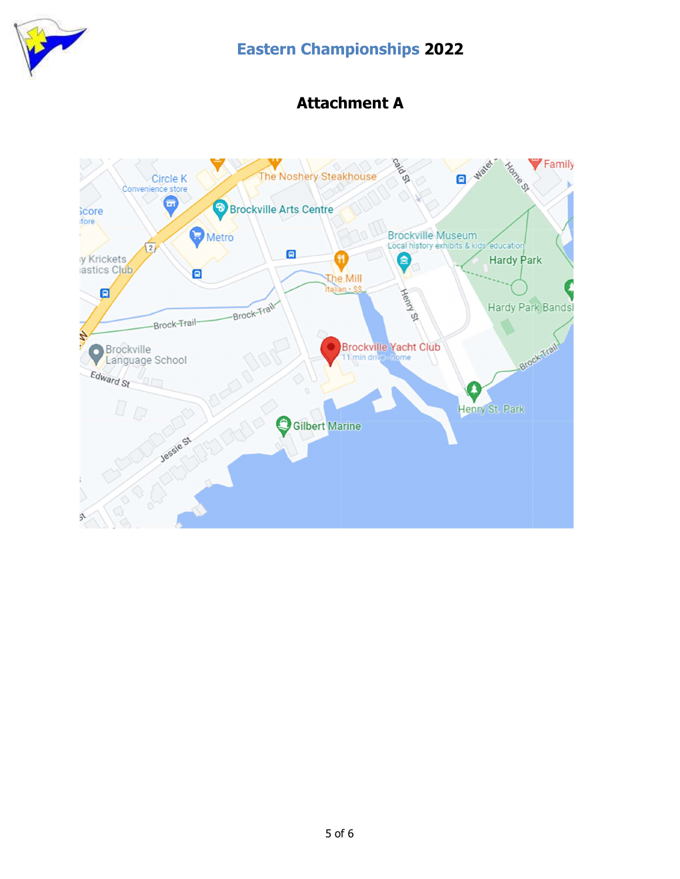# Attachment A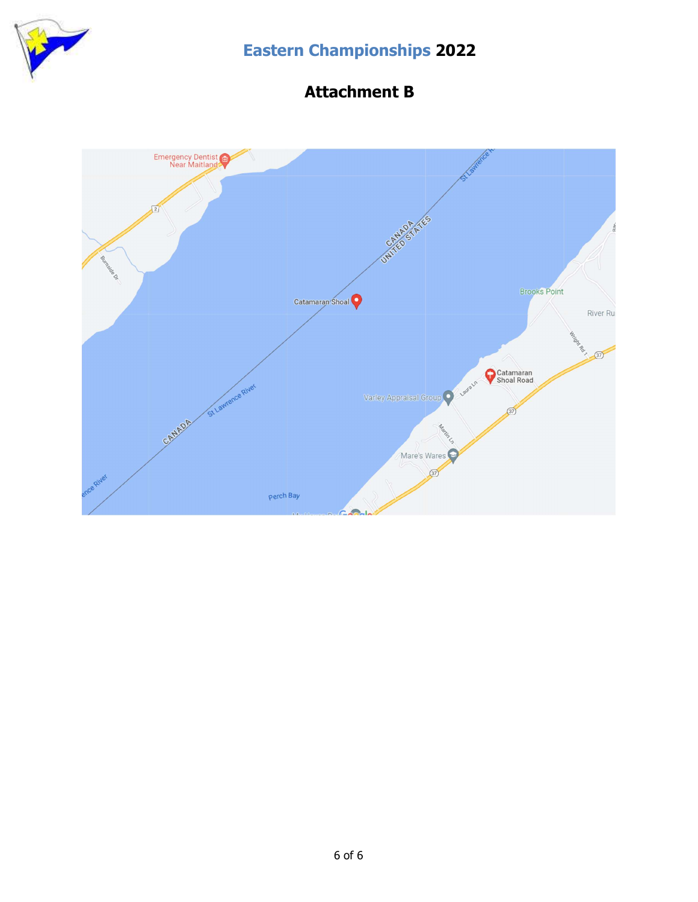# Eastern Championships 2022

## Attachment B

Emergency Dentist Near Maitland

2

Burnside Dr

CANADA
UNITED STATES

St Lawrence R

Catamaran Shoal

Brooks Point

River Ru

Wright Rd 1

37

Catamaran Shoal Road

Laura Ln

Varley Appraisal Group

37

Martin Ln

Mare's Wares

37

CANADA

St Lawrence River

ence River

Perch Bay